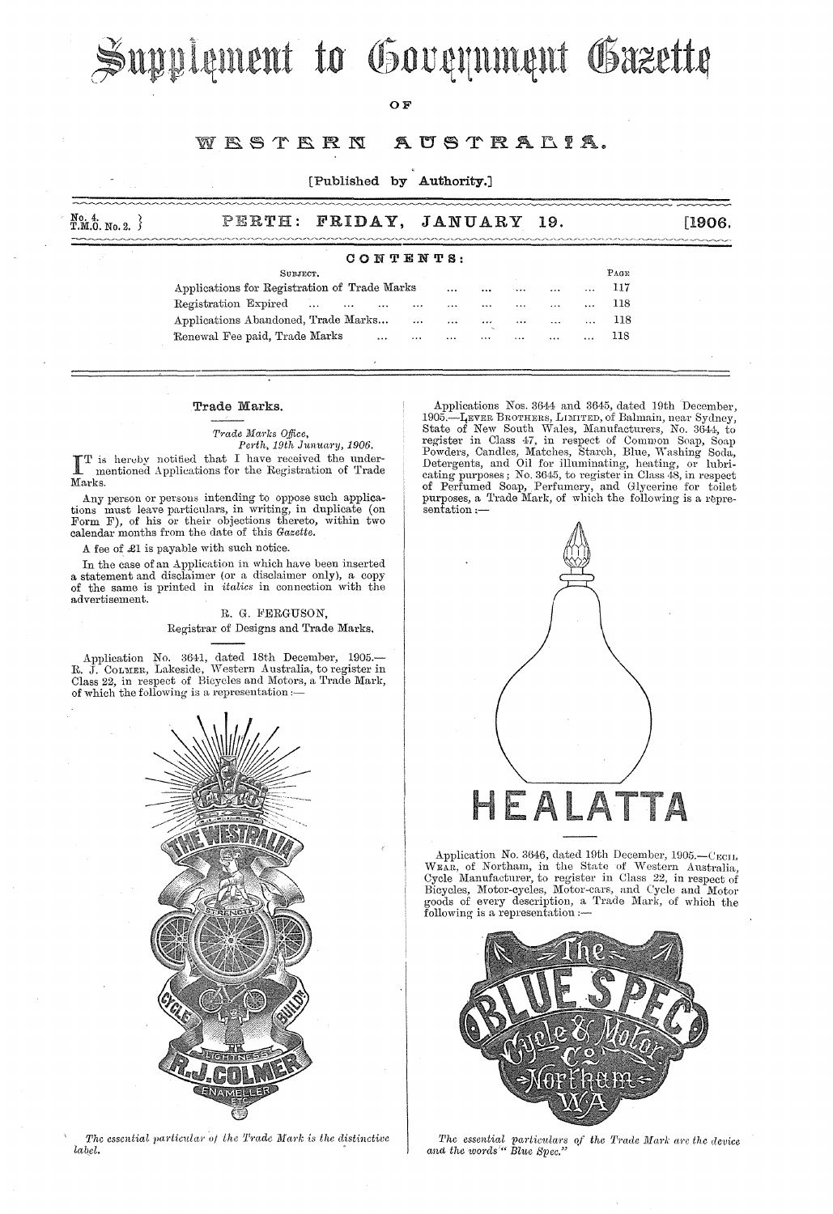# Supplement to Government Gazette

OF

# WESTERN AUSTRALIA.

[Published by Authority.]

No. 4. T.M.O. No. 2. } PERTH: FRIDAY, JANUARY 19. [1906.

## CONTENTS:

| SUBJECT. | PAGE |
|---|---|
| Applications for Registration of Trade Marks | 117 |
| Registration Expired | 118 |
| Applications Abandoned, Trade Marks... | 118 |
| Renewal Fee paid, Trade Marks | 118 |

## Trade Marks.

*Trade Marks Office,*
*Perth, 19th January, 1906.*

IT is hereby notified that I have received the undermentioned Applications for the Registration of Trade Marks.

Any person or persons intending to oppose such applications must leave particulars, in writing, in duplicate (on Form F), of his or their objections thereto, within two calendar months from the date of this *Gazette.*

A fee of £1 is payable with such notice.

In the case of an Application in which have been inserted a statement and disclaimer (or a disclaimer only), a copy of the same is printed in *italics* in connection with the advertisement.

R. G. FERGUSON,
Registrar of Designs and Trade Marks.

Application No. 3641, dated 18th December, 1905.—R. J. COLMER, Lakeside, Western Australia, to register in Class 22, in respect of Bicycles and Motors, a Trade Mark, of which the following is a representation:—

THE WESTRALIA — STRENGTH — CYCLE BUILDER — LIGHTNESS — R. J. COLMER — ENAMELLER ETC.

*The essential particular of the Trade Mark is the distinctive label.*

Applications Nos. 3644 and 3645, dated 19th December, 1905.—LEVER BROTHERS, LIMITED, of Balmain, near Sydney, State of New South Wales, Manufacturers, No. 3644, to register in Class 47, in respect of Common Soap, Soap Powders, Candles, Matches, Starch, Blue, Washing Soda, Detergents, and Oil for illuminating, heating, or lubricating purposes; No. 3645, to register in Class 48, in respect of Perfumed Soap, Perfumery, and Glycerine for toilet purposes, a Trade Mark, of which the following is a representation:—

HEALATTA

Application No. 3646, dated 19th December, 1905.—CECIL WEAR, of Northam, in the State of Western Australia, Cycle Manufacturer, to register in Class 22, in respect of Bicycles, Motor-cycles, Motor-cars, and Cycle and Motor goods of every description, a Trade Mark, of which the following is a representation:—

The BLUE SPEC Cycle & Motor Co. Northam W.A.

*The essential particulars of the Trade Mark are the device and the words "Blue Spec."*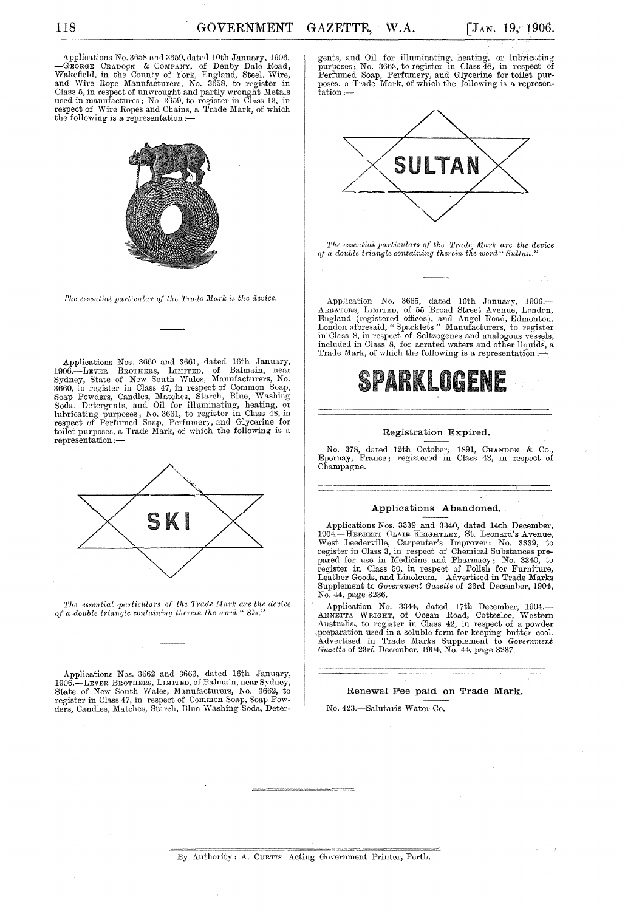Applications No. 3658 and 3659, dated 10th January, 1906. —GEORGE CRADOCK & COMPANY, of Denby Dale Road, Wakefield, in the County of York, England, Steel, Wire, and Wire Rope Manufacturers, No. 3658, to register in Class 5, in respect of unwrought and partly wrought Metals used in manufactures; No. 3659, to register in Class 13, in respect of Wire Ropes and Chains, a Trade Mark, of which the following is a representation:—

*The essential particular of the Trade Mark is the device.*

---

Applications Nos. 3660 and 3661, dated 16th January, 1906.—LEVER BROTHERS, LIMITED, of Balmain, near Sydney, State of New South Wales, Manufacturers, No. 3660, to register in Class 47, in respect of Common Soap, Soap Powders, Candles, Matches, Starch, Blue, Washing Soda, Detergents, and Oil for illuminating, heating, or lubricating purposes; No. 3661, to register in Class 48, in respect of Perfumed Soap, Perfumery, and Glycerine for toilet purposes, a Trade Mark, of which the following is a representation:—

SKI

*The essential particulars of the Trade Mark are the device of a double triangle containing therein the word "Ski."*

---

Applications Nos. 3662 and 3663, dated 16th January, 1906.—LEVER BROTHERS, LIMITED, of Balmain, near Sydney, State of New South Wales, Manufacturers, No. 3662, to register in Class 47, in respect of Common Soap, Soap Powders, Candles, Matches, Starch, Blue Washing Soda, Detergents, and Oil for illuminating, heating, or lubricating purposes; No. 3663, to register in Class 48, in respect of Perfumed Soap, Perfumery, and Glycerine for toilet purposes, a Trade Mark, of which the following is a representation:—

SULTAN

*The essential particulars of the Trade Mark are the device of a double triangle containing therein the word "Sultan."*

---

Application No. 3665, dated 16th January, 1906.—AERATORS, LIMITED, of 55 Broad Street Avenue, London, England (registered offices), and Angel Road, Edmonton, London aforesaid, "Sparklets" Manufacturers, to register in Class 8, in respect of Seltzogenes and analogous vessels, included in Class 8, for aerated waters and other liquids, a Trade Mark, of which the following is a representation:—

SPARKLOGENE

---

## Registration Expired.

No. 378, dated 12th October, 1891, CHANDON & Co., Epernay, France; registered in Class 43, in respect of Champagne.

---

## Applications Abandoned.

Applications Nos. 3339 and 3340, dated 14th December, 1904.—HERBERT CLAIR KEIGHTLEY, St. Leonard's Avenue, West Leederville, Carpenter's Improver: No. 3339, to register in Class 3, in respect of Chemical Substances prepared for use in Medicine and Pharmacy; No. 3340, to register in Class 50, in respect of Polish for Furniture, Leather Goods, and Linoleum. Advertised in Trade Marks Supplement to *Government Gazette* of 23rd December, 1904, No. 44, page 3236.

Application No. 3344, dated 17th December, 1904.—ANNETTA WRIGHT, of Ocean Road, Cottesloe, Western Australia, to register in Class 42, in respect of a powder preparation used in a soluble form for keeping butter cool. Advertised in Trade Marks Supplement to *Government Gazette* of 23rd December, 1904, No. 44, page 3237.

---

## Renewal Fee paid on Trade Mark.

No. 423.—Salutaris Water Co.

---

By Authority: A. CURTIS Acting Government Printer, Perth.